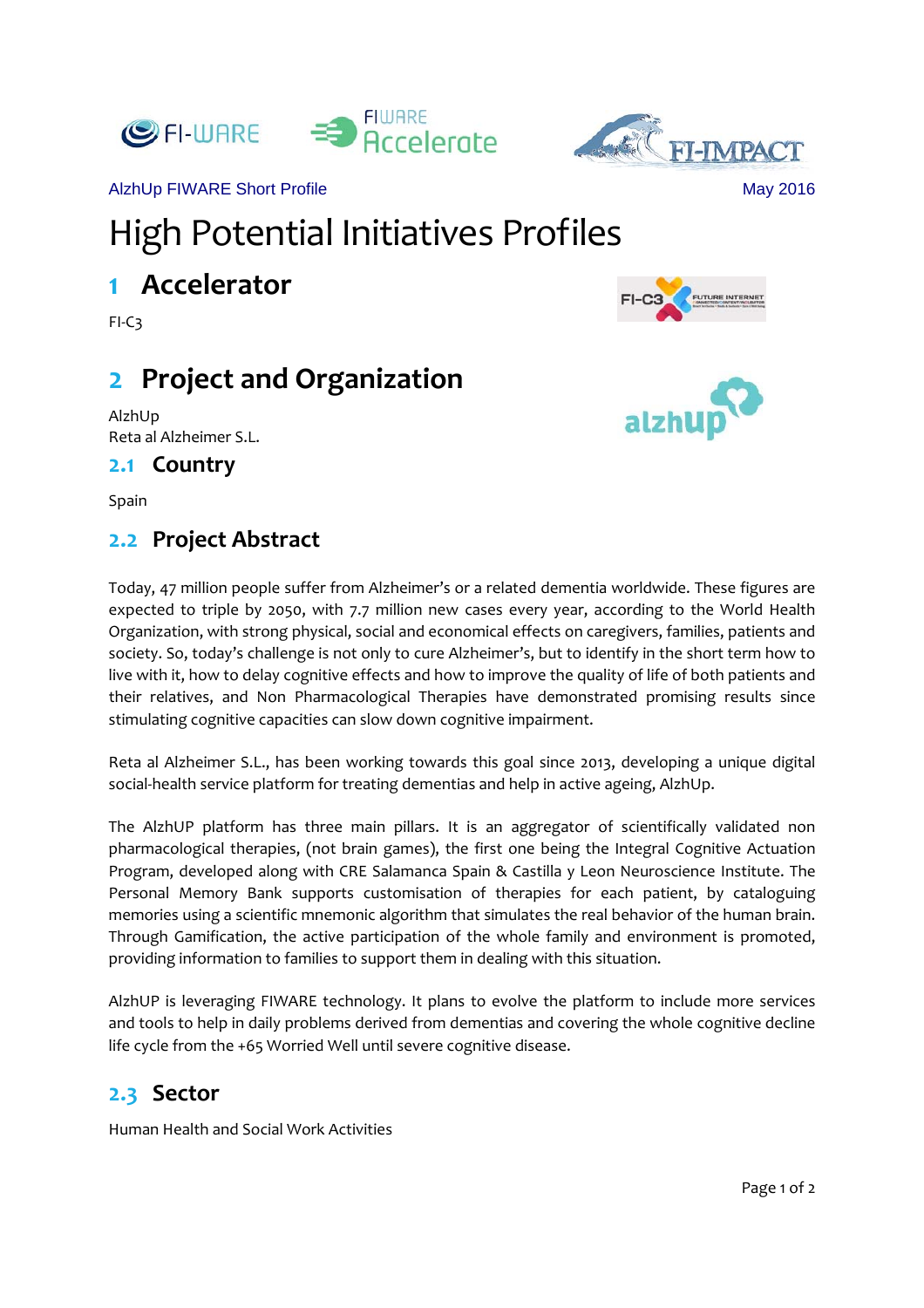AlzhUp FIWARE Short Profile May 2016

# High Potential Initiatives Profiles

## 1 Accelerator

FI-C3

## 2 Project and Organization

AlzhUp
Reta al Alzheimer S.L.

### 2.1 Country

Spain

### 2.2 Project Abstract

Today, 47 million people suffer from Alzheimer's or a related dementia worldwide. These figures are expected to triple by 2050, with 7.7 million new cases every year, according to the World Health Organization, with strong physical, social and economical effects on caregivers, families, patients and society. So, today's challenge is not only to cure Alzheimer's, but to identify in the short term how to live with it, how to delay cognitive effects and how to improve the quality of life of both patients and their relatives, and Non Pharmacological Therapies have demonstrated promising results since stimulating cognitive capacities can slow down cognitive impairment.

Reta al Alzheimer S.L., has been working towards this goal since 2013, developing a unique digital social-health service platform for treating dementias and help in active ageing, AlzhUp.

The AlzhUP platform has three main pillars. It is an aggregator of scientifically validated non pharmacological therapies, (not brain games), the first one being the Integral Cognitive Actuation Program, developed along with CRE Salamanca Spain & Castilla y Leon Neuroscience Institute. The Personal Memory Bank supports customisation of therapies for each patient, by cataloguing memories using a scientific mnemonic algorithm that simulates the real behavior of the human brain. Through Gamification, the active participation of the whole family and environment is promoted, providing information to families to support them in dealing with this situation.

AlzhUP is leveraging FIWARE technology. It plans to evolve the platform to include more services and tools to help in daily problems derived from dementias and covering the whole cognitive decline life cycle from the +65 Worried Well until severe cognitive disease.

### 2.3 Sector

Human Health and Social Work Activities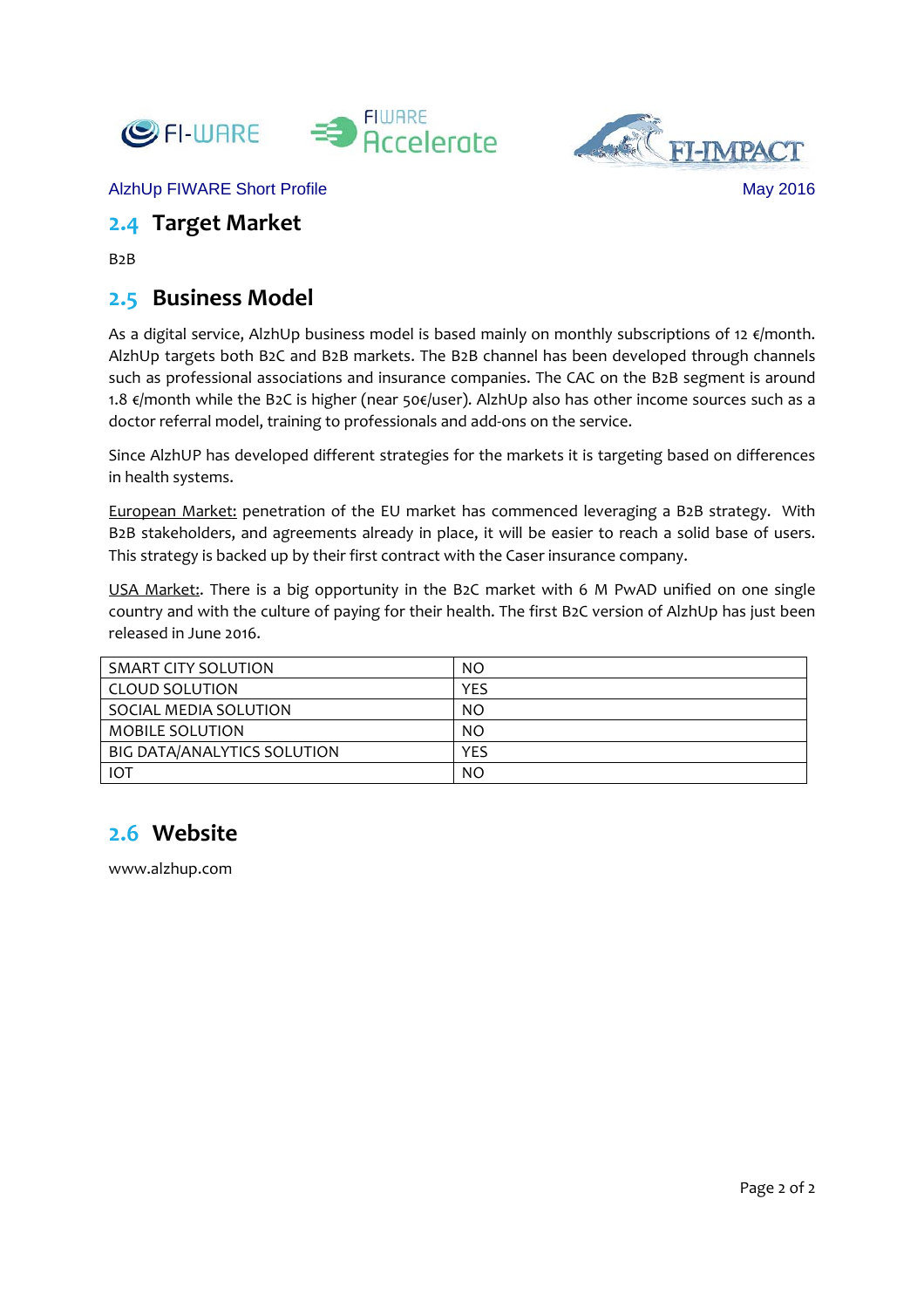## 2.4 Target Market

B2B

## 2.5 Business Model

As a digital service, AlzhUp business model is based mainly on monthly subscriptions of 12 €/month. AlzhUp targets both B2C and B2B markets. The B2B channel has been developed through channels such as professional associations and insurance companies. The CAC on the B2B segment is around 1.8 €/month while the B2C is higher (near 50€/user). AlzhUp also has other income sources such as a doctor referral model, training to professionals and add-ons on the service.

Since AlzhUP has developed different strategies for the markets it is targeting based on differences in health systems.

European Market: penetration of the EU market has commenced leveraging a B2B strategy. With B2B stakeholders, and agreements already in place, it will be easier to reach a solid base of users. This strategy is backed up by their first contract with the Caser insurance company.

USA Market:. There is a big opportunity in the B2C market with 6 M PwAD unified on one single country and with the culture of paying for their health. The first B2C version of AlzhUp has just been released in June 2016.

| | |
|---|---|
| SMART CITY SOLUTION | NO |
| CLOUD SOLUTION | YES |
| SOCIAL MEDIA SOLUTION | NO |
| MOBILE SOLUTION | NO |
| BIG DATA/ANALYTICS SOLUTION | YES |
| IOT | NO |

## 2.6 Website

www.alzhup.com